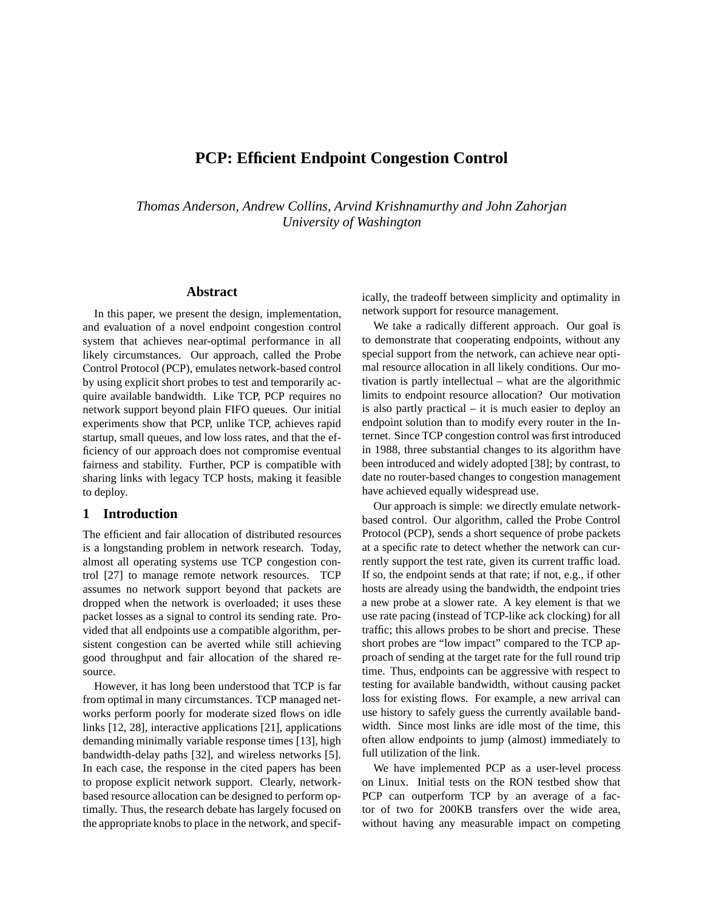# PCP: Efficient Endpoint Congestion Control

*Thomas Anderson, Andrew Collins, Arvind Krishnamurthy and John Zahorjan*
*University of Washington*

## Abstract

In this paper, we present the design, implementation, and evaluation of a novel endpoint congestion control system that achieves near-optimal performance in all likely circumstances. Our approach, called the Probe Control Protocol (PCP), emulates network-based control by using explicit short probes to test and temporarily acquire available bandwidth. Like TCP, PCP requires no network support beyond plain FIFO queues. Our initial experiments show that PCP, unlike TCP, achieves rapid startup, small queues, and low loss rates, and that the efficiency of our approach does not compromise eventual fairness and stability. Further, PCP is compatible with sharing links with legacy TCP hosts, making it feasible to deploy.

## 1 Introduction

The efficient and fair allocation of distributed resources is a longstanding problem in network research. Today, almost all operating systems use TCP congestion control [27] to manage remote network resources. TCP assumes no network support beyond that packets are dropped when the network is overloaded; it uses these packet losses as a signal to control its sending rate. Provided that all endpoints use a compatible algorithm, persistent congestion can be averted while still achieving good throughput and fair allocation of the shared resource.

However, it has long been understood that TCP is far from optimal in many circumstances. TCP managed networks perform poorly for moderate sized flows on idle links [12, 28], interactive applications [21], applications demanding minimally variable response times [13], high bandwidth-delay paths [32], and wireless networks [5]. In each case, the response in the cited papers has been to propose explicit network support. Clearly, network-based resource allocation can be designed to perform optimally. Thus, the research debate has largely focused on the appropriate knobs to place in the network, and specifically, the tradeoff between simplicity and optimality in network support for resource management.

We take a radically different approach. Our goal is to demonstrate that cooperating endpoints, without any special support from the network, can achieve near optimal resource allocation in all likely conditions. Our motivation is partly intellectual – what are the algorithmic limits to endpoint resource allocation? Our motivation is also partly practical – it is much easier to deploy an endpoint solution than to modify every router in the Internet. Since TCP congestion control was first introduced in 1988, three substantial changes to its algorithm have been introduced and widely adopted [38]; by contrast, to date no router-based changes to congestion management have achieved equally widespread use.

Our approach is simple: we directly emulate network-based control. Our algorithm, called the Probe Control Protocol (PCP), sends a short sequence of probe packets at a specific rate to detect whether the network can currently support the test rate, given its current traffic load. If so, the endpoint sends at that rate; if not, e.g., if other hosts are already using the bandwidth, the endpoint tries a new probe at a slower rate. A key element is that we use rate pacing (instead of TCP-like ack clocking) for all traffic; this allows probes to be short and precise. These short probes are "low impact" compared to the TCP approach of sending at the target rate for the full round trip time. Thus, endpoints can be aggressive with respect to testing for available bandwidth, without causing packet loss for existing flows. For example, a new arrival can use history to safely guess the currently available bandwidth. Since most links are idle most of the time, this often allow endpoints to jump (almost) immediately to full utilization of the link.

We have implemented PCP as a user-level process on Linux. Initial tests on the RON testbed show that PCP can outperform TCP by an average of a factor of two for 200KB transfers over the wide area, without having any measurable impact on competing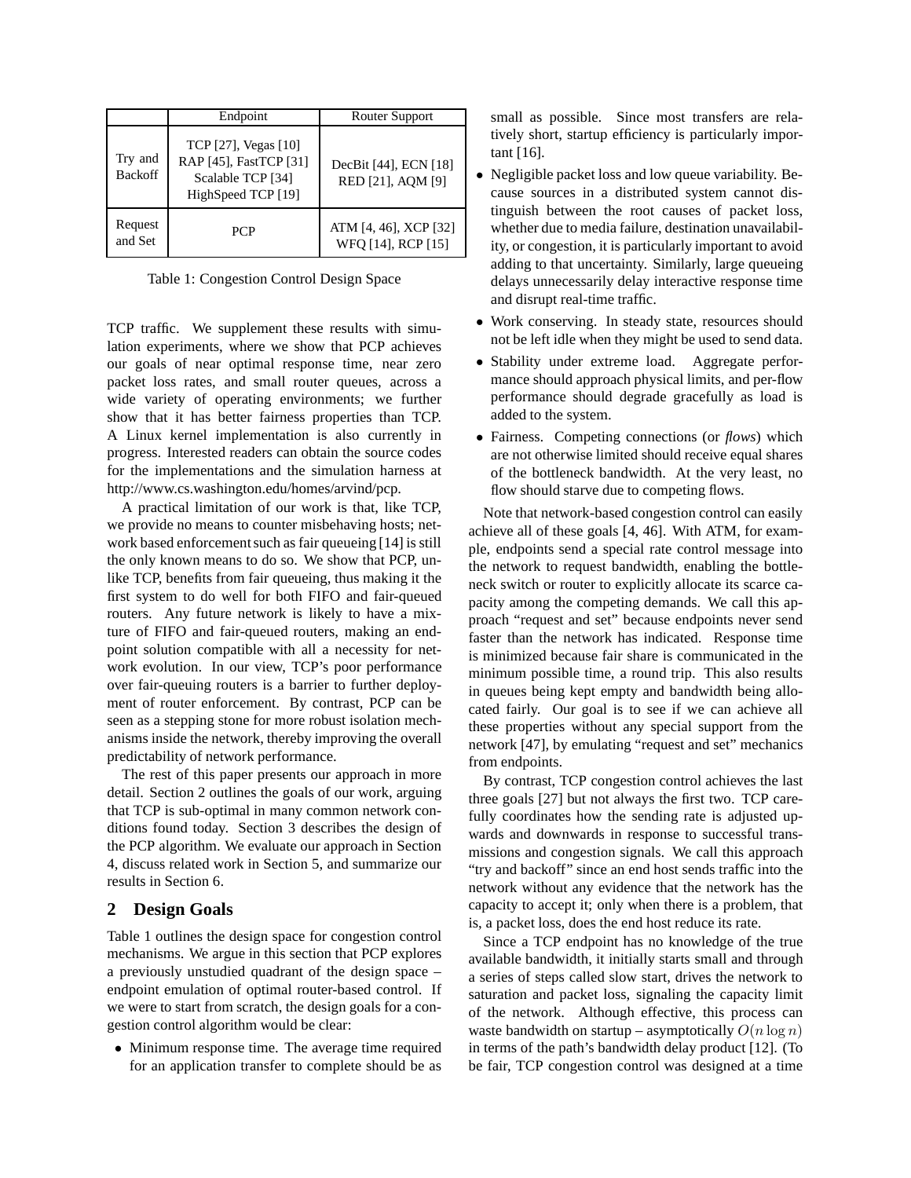| | Endpoint | Router Support |
|---|---|---|
| Try and Backoff | TCP [27], Vegas [10] RAP [45], FastTCP [31] Scalable TCP [34] HighSpeed TCP [19] | DecBit [44], ECN [18] RED [21], AQM [9] |
| Request and Set | PCP | ATM [4, 46], XCP [32] WFQ [14], RCP [15] |

Table 1: Congestion Control Design Space

TCP traffic. We supplement these results with simulation experiments, where we show that PCP achieves our goals of near optimal response time, near zero packet loss rates, and small router queues, across a wide variety of operating environments; we further show that it has better fairness properties than TCP. A Linux kernel implementation is also currently in progress. Interested readers can obtain the source codes for the implementations and the simulation harness at http://www.cs.washington.edu/homes/arvind/pcp.

A practical limitation of our work is that, like TCP, we provide no means to counter misbehaving hosts; network based enforcement such as fair queueing [14] is still the only known means to do so. We show that PCP, unlike TCP, benefits from fair queueing, thus making it the first system to do well for both FIFO and fair-queued routers. Any future network is likely to have a mixture of FIFO and fair-queued routers, making an endpoint solution compatible with all a necessity for network evolution. In our view, TCP's poor performance over fair-queuing routers is a barrier to further deployment of router enforcement. By contrast, PCP can be seen as a stepping stone for more robust isolation mechanisms inside the network, thereby improving the overall predictability of network performance.

The rest of this paper presents our approach in more detail. Section 2 outlines the goals of our work, arguing that TCP is sub-optimal in many common network conditions found today. Section 3 describes the design of the PCP algorithm. We evaluate our approach in Section 4, discuss related work in Section 5, and summarize our results in Section 6.

## 2 Design Goals

Table 1 outlines the design space for congestion control mechanisms. We argue in this section that PCP explores a previously unstudied quadrant of the design space – endpoint emulation of optimal router-based control. If we were to start from scratch, the design goals for a congestion control algorithm would be clear:

- Minimum response time. The average time required for an application transfer to complete should be as small as possible. Since most transfers are relatively short, startup efficiency is particularly important [16].
- Negligible packet loss and low queue variability. Because sources in a distributed system cannot distinguish between the root causes of packet loss, whether due to media failure, destination unavailability, or congestion, it is particularly important to avoid adding to that uncertainty. Similarly, large queueing delays unnecessarily delay interactive response time and disrupt real-time traffic.
- Work conserving. In steady state, resources should not be left idle when they might be used to send data.
- Stability under extreme load. Aggregate performance should approach physical limits, and per-flow performance should degrade gracefully as load is added to the system.
- Fairness. Competing connections (or *flows*) which are not otherwise limited should receive equal shares of the bottleneck bandwidth. At the very least, no flow should starve due to competing flows.

Note that network-based congestion control can easily achieve all of these goals [4, 46]. With ATM, for example, endpoints send a special rate control message into the network to request bandwidth, enabling the bottleneck switch or router to explicitly allocate its scarce capacity among the competing demands. We call this approach "request and set" because endpoints never send faster than the network has indicated. Response time is minimized because fair share is communicated in the minimum possible time, a round trip. This also results in queues being kept empty and bandwidth being allocated fairly. Our goal is to see if we can achieve all these properties without any special support from the network [47], by emulating "request and set" mechanics from endpoints.

By contrast, TCP congestion control achieves the last three goals [27] but not always the first two. TCP carefully coordinates how the sending rate is adjusted upwards and downwards in response to successful transmissions and congestion signals. We call this approach "try and backoff" since an end host sends traffic into the network without any evidence that the network has the capacity to accept it; only when there is a problem, that is, a packet loss, does the end host reduce its rate.

Since a TCP endpoint has no knowledge of the true available bandwidth, it initially starts small and through a series of steps called slow start, drives the network to saturation and packet loss, signaling the capacity limit of the network. Although effective, this process can waste bandwidth on startup – asymptotically $O(n \log n)$ in terms of the path's bandwidth delay product [12]. (To be fair, TCP congestion control was designed at a time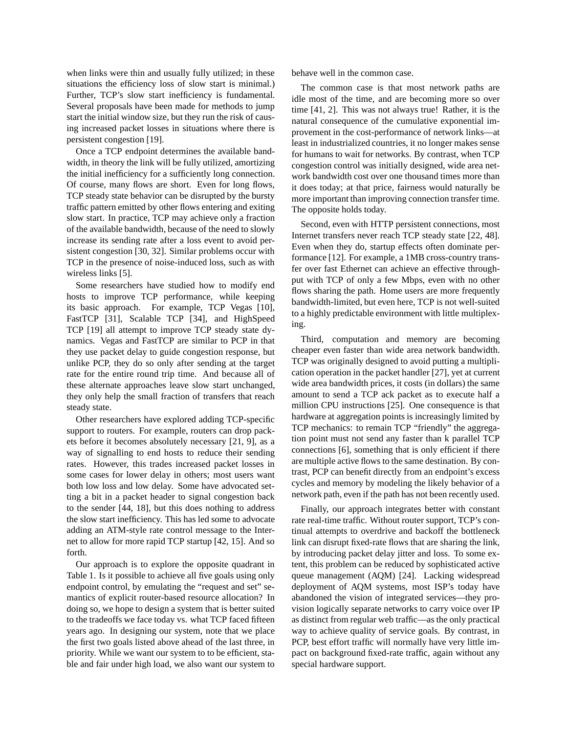when links were thin and usually fully utilized; in these situations the efficiency loss of slow start is minimal.) Further, TCP's slow start inefficiency is fundamental. Several proposals have been made for methods to jump start the initial window size, but they run the risk of causing increased packet losses in situations where there is persistent congestion [19].

Once a TCP endpoint determines the available bandwidth, in theory the link will be fully utilized, amortizing the initial inefficiency for a sufficiently long connection. Of course, many flows are short. Even for long flows, TCP steady state behavior can be disrupted by the bursty traffic pattern emitted by other flows entering and exiting slow start. In practice, TCP may achieve only a fraction of the available bandwidth, because of the need to slowly increase its sending rate after a loss event to avoid persistent congestion [30, 32]. Similar problems occur with TCP in the presence of noise-induced loss, such as with wireless links [5].

Some researchers have studied how to modify end hosts to improve TCP performance, while keeping its basic approach. For example, TCP Vegas [10], FastTCP [31], Scalable TCP [34], and HighSpeed TCP [19] all attempt to improve TCP steady state dynamics. Vegas and FastTCP are similar to PCP in that they use packet delay to guide congestion response, but unlike PCP, they do so only after sending at the target rate for the entire round trip time. And because all of these alternate approaches leave slow start unchanged, they only help the small fraction of transfers that reach steady state.

Other researchers have explored adding TCP-specific support to routers. For example, routers can drop packets before it becomes absolutely necessary [21, 9], as a way of signalling to end hosts to reduce their sending rates. However, this trades increased packet losses in some cases for lower delay in others; most users want both low loss and low delay. Some have advocated setting a bit in a packet header to signal congestion back to the sender [44, 18], but this does nothing to address the slow start inefficiency. This has led some to advocate adding an ATM-style rate control message to the Internet to allow for more rapid TCP startup [42, 15]. And so forth.

Our approach is to explore the opposite quadrant in Table 1. Is it possible to achieve all five goals using only endpoint control, by emulating the "request and set" semantics of explicit router-based resource allocation? In doing so, we hope to design a system that is better suited to the tradeoffs we face today vs. what TCP faced fifteen years ago. In designing our system, note that we place the first two goals listed above ahead of the last three, in priority. While we want our system to to be efficient, stable and fair under high load, we also want our system to behave well in the common case.

The common case is that most network paths are idle most of the time, and are becoming more so over time [41, 2]. This was not always true! Rather, it is the natural consequence of the cumulative exponential improvement in the cost-performance of network links—at least in industrialized countries, it no longer makes sense for humans to wait for networks. By contrast, when TCP congestion control was initially designed, wide area network bandwidth cost over one thousand times more than it does today; at that price, fairness would naturally be more important than improving connection transfer time. The opposite holds today.

Second, even with HTTP persistent connections, most Internet transfers never reach TCP steady state [22, 48]. Even when they do, startup effects often dominate performance [12]. For example, a 1MB cross-country transfer over fast Ethernet can achieve an effective throughput with TCP of only a few Mbps, even with no other flows sharing the path. Home users are more frequently bandwidth-limited, but even here, TCP is not well-suited to a highly predictable environment with little multiplexing.

Third, computation and memory are becoming cheaper even faster than wide area network bandwidth. TCP was originally designed to avoid putting a multiplication operation in the packet handler [27], yet at current wide area bandwidth prices, it costs (in dollars) the same amount to send a TCP ack packet as to execute half a million CPU instructions [25]. One consequence is that hardware at aggregation points is increasingly limited by TCP mechanics: to remain TCP "friendly" the aggregation point must not send any faster than k parallel TCP connections [6], something that is only efficient if there are multiple active flows to the same destination. By contrast, PCP can benefit directly from an endpoint's excess cycles and memory by modeling the likely behavior of a network path, even if the path has not been recently used.

Finally, our approach integrates better with constant rate real-time traffic. Without router support, TCP's continual attempts to overdrive and backoff the bottleneck link can disrupt fixed-rate flows that are sharing the link, by introducing packet delay jitter and loss. To some extent, this problem can be reduced by sophisticated active queue management (AQM) [24]. Lacking widespread deployment of AQM systems, most ISP's today have abandoned the vision of integrated services—they provision logically separate networks to carry voice over IP as distinct from regular web traffic—as the only practical way to achieve quality of service goals. By contrast, in PCP, best effort traffic will normally have very little impact on background fixed-rate traffic, again without any special hardware support.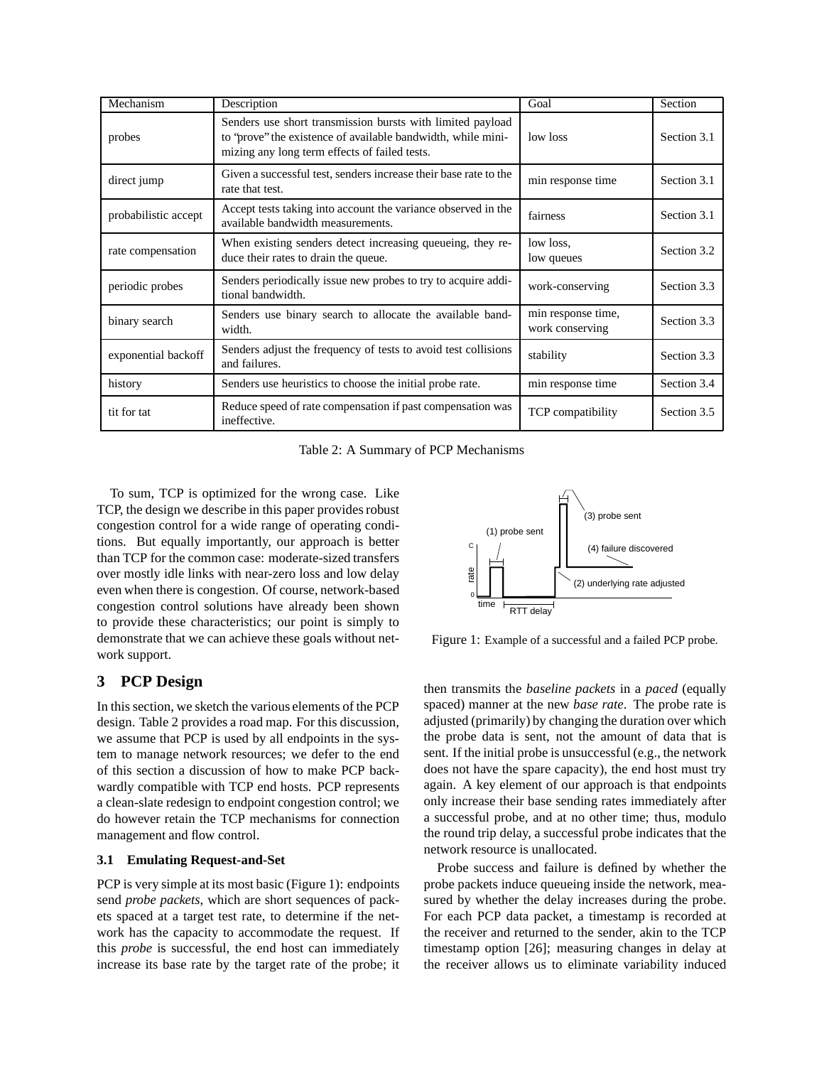| Mechanism | Description | Goal | Section |
| --- | --- | --- | --- |
| probes | Senders use short transmission bursts with limited payload to "prove" the existence of available bandwidth, while minimizing any long term effects of failed tests. | low loss | Section 3.1 |
| direct jump | Given a successful test, senders increase their base rate to the rate that test. | min response time | Section 3.1 |
| probabilistic accept | Accept tests taking into account the variance observed in the available bandwidth measurements. | fairness | Section 3.1 |
| rate compensation | When existing senders detect increasing queueing, they reduce their rates to drain the queue. | low loss, low queues | Section 3.2 |
| periodic probes | Senders periodically issue new probes to try to acquire additional bandwidth. | work-conserving | Section 3.3 |
| binary search | Senders use binary search to allocate the available bandwidth. | min response time, work conserving | Section 3.3 |
| exponential backoff | Senders adjust the frequency of tests to avoid test collisions and failures. | stability | Section 3.3 |
| history | Senders use heuristics to choose the initial probe rate. | min response time | Section 3.4 |
| tit for tat | Reduce speed of rate compensation if past compensation was ineffective. | TCP compatibility | Section 3.5 |

Table 2: A Summary of PCP Mechanisms

To sum, TCP is optimized for the wrong case. Like TCP, the design we describe in this paper provides robust congestion control for a wide range of operating conditions. But equally importantly, our approach is better than TCP for the common case: moderate-sized transfers over mostly idle links with near-zero loss and low delay even when there is congestion. Of course, network-based congestion control solutions have already been shown to provide these characteristics; our point is simply to demonstrate that we can achieve these goals without network support.

Figure 1: Example of a successful and a failed PCP probe.

## 3 PCP Design

In this section, we sketch the various elements of the PCP design. Table 2 provides a road map. For this discussion, we assume that PCP is used by all endpoints in the system to manage network resources; we defer to the end of this section a discussion of how to make PCP backwardly compatible with TCP end hosts. PCP represents a clean-slate redesign to endpoint congestion control; we do however retain the TCP mechanisms for connection management and flow control.

### 3.1 Emulating Request-and-Set

PCP is very simple at its most basic (Figure 1): endpoints send *probe packets*, which are short sequences of packets spaced at a target test rate, to determine if the network has the capacity to accommodate the request. If this *probe* is successful, the end host can immediately increase its base rate by the target rate of the probe; it then transmits the *baseline packets* in a *paced* (equally spaced) manner at the new *base rate*. The probe rate is adjusted (primarily) by changing the duration over which the probe data is sent, not the amount of data that is sent. If the initial probe is unsuccessful (e.g., the network does not have the spare capacity), the end host must try again. A key element of our approach is that endpoints only increase their base sending rates immediately after a successful probe, and at no other time; thus, modulo the round trip delay, a successful probe indicates that the network resource is unallocated.

Probe success and failure is defined by whether the probe packets induce queueing inside the network, measured by whether the delay increases during the probe. For each PCP data packet, a timestamp is recorded at the receiver and returned to the sender, akin to the TCP timestamp option [26]; measuring changes in delay at the receiver allows us to eliminate variability induced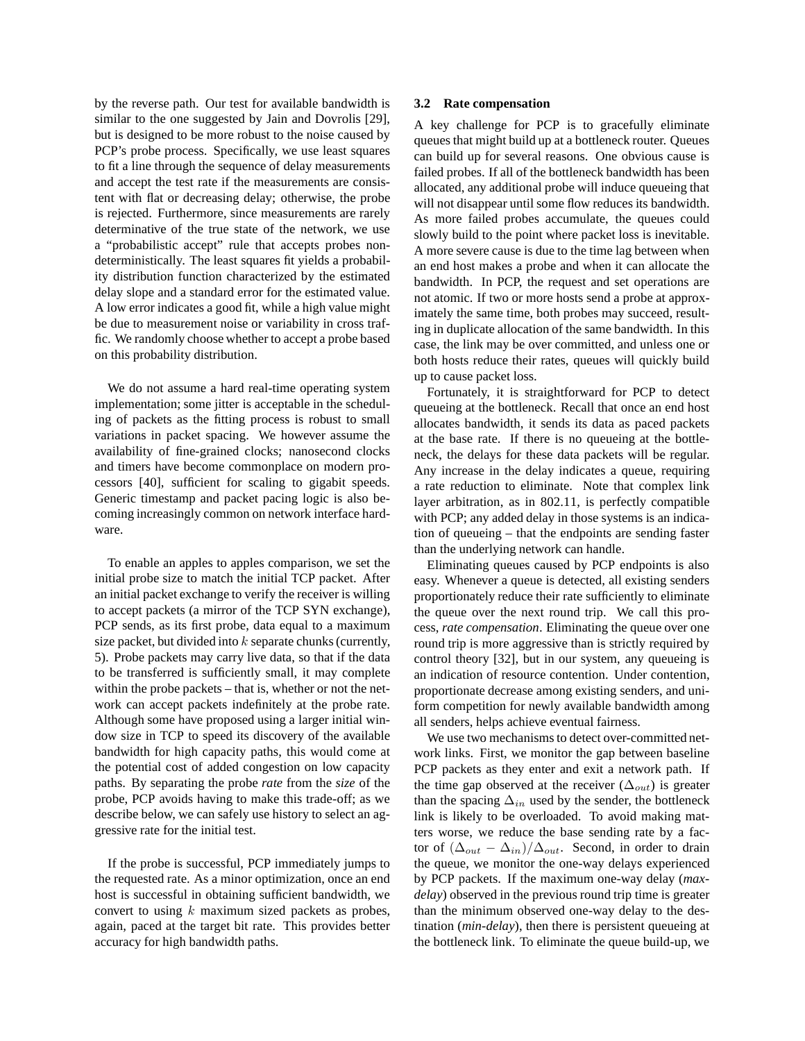by the reverse path. Our test for available bandwidth is similar to the one suggested by Jain and Dovrolis [29], but is designed to be more robust to the noise caused by PCP's probe process. Specifically, we use least squares to fit a line through the sequence of delay measurements and accept the test rate if the measurements are consistent with flat or decreasing delay; otherwise, the probe is rejected. Furthermore, since measurements are rarely determinative of the true state of the network, we use a "probabilistic accept" rule that accepts probes non-deterministically. The least squares fit yields a probability distribution function characterized by the estimated delay slope and a standard error for the estimated value. A low error indicates a good fit, while a high value might be due to measurement noise or variability in cross traffic. We randomly choose whether to accept a probe based on this probability distribution.

We do not assume a hard real-time operating system implementation; some jitter is acceptable in the scheduling of packets as the fitting process is robust to small variations in packet spacing. We however assume the availability of fine-grained clocks; nanosecond clocks and timers have become commonplace on modern processors [40], sufficient for scaling to gigabit speeds. Generic timestamp and packet pacing logic is also becoming increasingly common on network interface hardware.

To enable an apples to apples comparison, we set the initial probe size to match the initial TCP packet. After an initial packet exchange to verify the receiver is willing to accept packets (a mirror of the TCP SYN exchange), PCP sends, as its first probe, data equal to a maximum size packet, but divided into $k$ separate chunks (currently, 5). Probe packets may carry live data, so that if the data to be transferred is sufficiently small, it may complete within the probe packets – that is, whether or not the network can accept packets indefinitely at the probe rate. Although some have proposed using a larger initial window size in TCP to speed its discovery of the available bandwidth for high capacity paths, this would come at the potential cost of added congestion on low capacity paths. By separating the probe *rate* from the *size* of the probe, PCP avoids having to make this trade-off; as we describe below, we can safely use history to select an aggressive rate for the initial test.

If the probe is successful, PCP immediately jumps to the requested rate. As a minor optimization, once an end host is successful in obtaining sufficient bandwidth, we convert to using $k$ maximum sized packets as probes, again, paced at the target bit rate. This provides better accuracy for high bandwidth paths.

### 3.2 Rate compensation

A key challenge for PCP is to gracefully eliminate queues that might build up at a bottleneck router. Queues can build up for several reasons. One obvious cause is failed probes. If all of the bottleneck bandwidth has been allocated, any additional probe will induce queueing that will not disappear until some flow reduces its bandwidth. As more failed probes accumulate, the queues could slowly build to the point where packet loss is inevitable. A more severe cause is due to the time lag between when an end host makes a probe and when it can allocate the bandwidth. In PCP, the request and set operations are not atomic. If two or more hosts send a probe at approximately the same time, both probes may succeed, resulting in duplicate allocation of the same bandwidth. In this case, the link may be over committed, and unless one or both hosts reduce their rates, queues will quickly build up to cause packet loss.

Fortunately, it is straightforward for PCP to detect queueing at the bottleneck. Recall that once an end host allocates bandwidth, it sends its data as paced packets at the base rate. If there is no queueing at the bottleneck, the delays for these data packets will be regular. Any increase in the delay indicates a queue, requiring a rate reduction to eliminate. Note that complex link layer arbitration, as in 802.11, is perfectly compatible with PCP; any added delay in those systems is an indication of queueing – that the endpoints are sending faster than the underlying network can handle.

Eliminating queues caused by PCP endpoints is also easy. Whenever a queue is detected, all existing senders proportionately reduce their rate sufficiently to eliminate the queue over the next round trip. We call this process, *rate compensation*. Eliminating the queue over one round trip is more aggressive than is strictly required by control theory [32], but in our system, any queueing is an indication of resource contention. Under contention, proportionate decrease among existing senders, and uniform competition for newly available bandwidth among all senders, helps achieve eventual fairness.

We use two mechanisms to detect over-committed network links. First, we monitor the gap between baseline PCP packets as they enter and exit a network path. If the time gap observed at the receiver ($\Delta_{out}$) is greater than the spacing $\Delta_{in}$ used by the sender, the bottleneck link is likely to be overloaded. To avoid making matters worse, we reduce the base sending rate by a factor of $(\Delta_{out} - \Delta_{in})/\Delta_{out}$. Second, in order to drain the queue, we monitor the one-way delays experienced by PCP packets. If the maximum one-way delay (*max-delay*) observed in the previous round trip time is greater than the minimum observed one-way delay to the destination (*min-delay*), then there is persistent queueing at the bottleneck link. To eliminate the queue build-up, we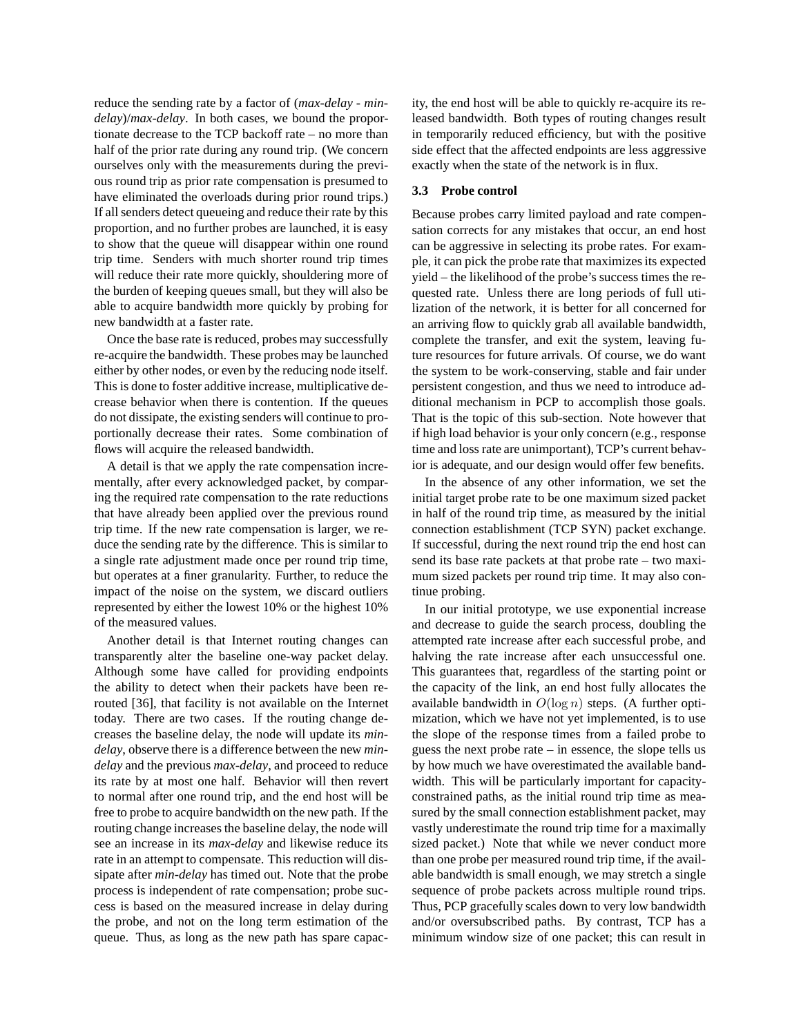reduce the sending rate by a factor of (*max-delay* - *min-delay*)/*max-delay*. In both cases, we bound the proportionate decrease to the TCP backoff rate – no more than half of the prior rate during any round trip. (We concern ourselves only with the measurements during the previous round trip as prior rate compensation is presumed to have eliminated the overloads during prior round trips.) If all senders detect queueing and reduce their rate by this proportion, and no further probes are launched, it is easy to show that the queue will disappear within one round trip time. Senders with much shorter round trip times will reduce their rate more quickly, shouldering more of the burden of keeping queues small, but they will also be able to acquire bandwidth more quickly by probing for new bandwidth at a faster rate.

Once the base rate is reduced, probes may successfully re-acquire the bandwidth. These probes may be launched either by other nodes, or even by the reducing node itself. This is done to foster additive increase, multiplicative decrease behavior when there is contention. If the queues do not dissipate, the existing senders will continue to proportionally decrease their rates. Some combination of flows will acquire the released bandwidth.

A detail is that we apply the rate compensation incrementally, after every acknowledged packet, by comparing the required rate compensation to the rate reductions that have already been applied over the previous round trip time. If the new rate compensation is larger, we reduce the sending rate by the difference. This is similar to a single rate adjustment made once per round trip time, but operates at a finer granularity. Further, to reduce the impact of the noise on the system, we discard outliers represented by either the lowest 10% or the highest 10% of the measured values.

Another detail is that Internet routing changes can transparently alter the baseline one-way packet delay. Although some have called for providing endpoints the ability to detect when their packets have been rerouted [36], that facility is not available on the Internet today. There are two cases. If the routing change decreases the baseline delay, the node will update its *min-delay*, observe there is a difference between the new *min-delay* and the previous *max-delay*, and proceed to reduce its rate by at most one half. Behavior will then revert to normal after one round trip, and the end host will be free to probe to acquire bandwidth on the new path. If the routing change increases the baseline delay, the node will see an increase in its *max-delay* and likewise reduce its rate in an attempt to compensate. This reduction will dissipate after *min-delay* has timed out. Note that the probe process is independent of rate compensation; probe success is based on the measured increase in delay during the probe, and not on the long term estimation of the queue. Thus, as long as the new path has spare capacity, the end host will be able to quickly re-acquire its released bandwidth. Both types of routing changes result in temporarily reduced efficiency, but with the positive side effect that the affected endpoints are less aggressive exactly when the state of the network is in flux.

### 3.3 Probe control

Because probes carry limited payload and rate compensation corrects for any mistakes that occur, an end host can be aggressive in selecting its probe rates. For example, it can pick the probe rate that maximizes its expected yield – the likelihood of the probe's success times the requested rate. Unless there are long periods of full utilization of the network, it is better for all concerned for an arriving flow to quickly grab all available bandwidth, complete the transfer, and exit the system, leaving future resources for future arrivals. Of course, we do want the system to be work-conserving, stable and fair under persistent congestion, and thus we need to introduce additional mechanism in PCP to accomplish those goals. That is the topic of this sub-section. Note however that if high load behavior is your only concern (e.g., response time and loss rate are unimportant), TCP's current behavior is adequate, and our design would offer few benefits.

In the absence of any other information, we set the initial target probe rate to be one maximum sized packet in half of the round trip time, as measured by the initial connection establishment (TCP SYN) packet exchange. If successful, during the next round trip the end host can send its base rate packets at that probe rate – two maximum sized packets per round trip time. It may also continue probing.

In our initial prototype, we use exponential increase and decrease to guide the search process, doubling the attempted rate increase after each successful probe, and halving the rate increase after each unsuccessful one. This guarantees that, regardless of the starting point or the capacity of the link, an end host fully allocates the available bandwidth in $O(\log n)$ steps. (A further optimization, which we have not yet implemented, is to use the slope of the response times from a failed probe to guess the next probe rate – in essence, the slope tells us by how much we have overestimated the available bandwidth. This will be particularly important for capacity-constrained paths, as the initial round trip time as measured by the small connection establishment packet, may vastly underestimate the round trip time for a maximally sized packet.) Note that while we never conduct more than one probe per measured round trip time, if the available bandwidth is small enough, we may stretch a single sequence of probe packets across multiple round trips. Thus, PCP gracefully scales down to very low bandwidth and/or oversubscribed paths. By contrast, TCP has a minimum window size of one packet; this can result in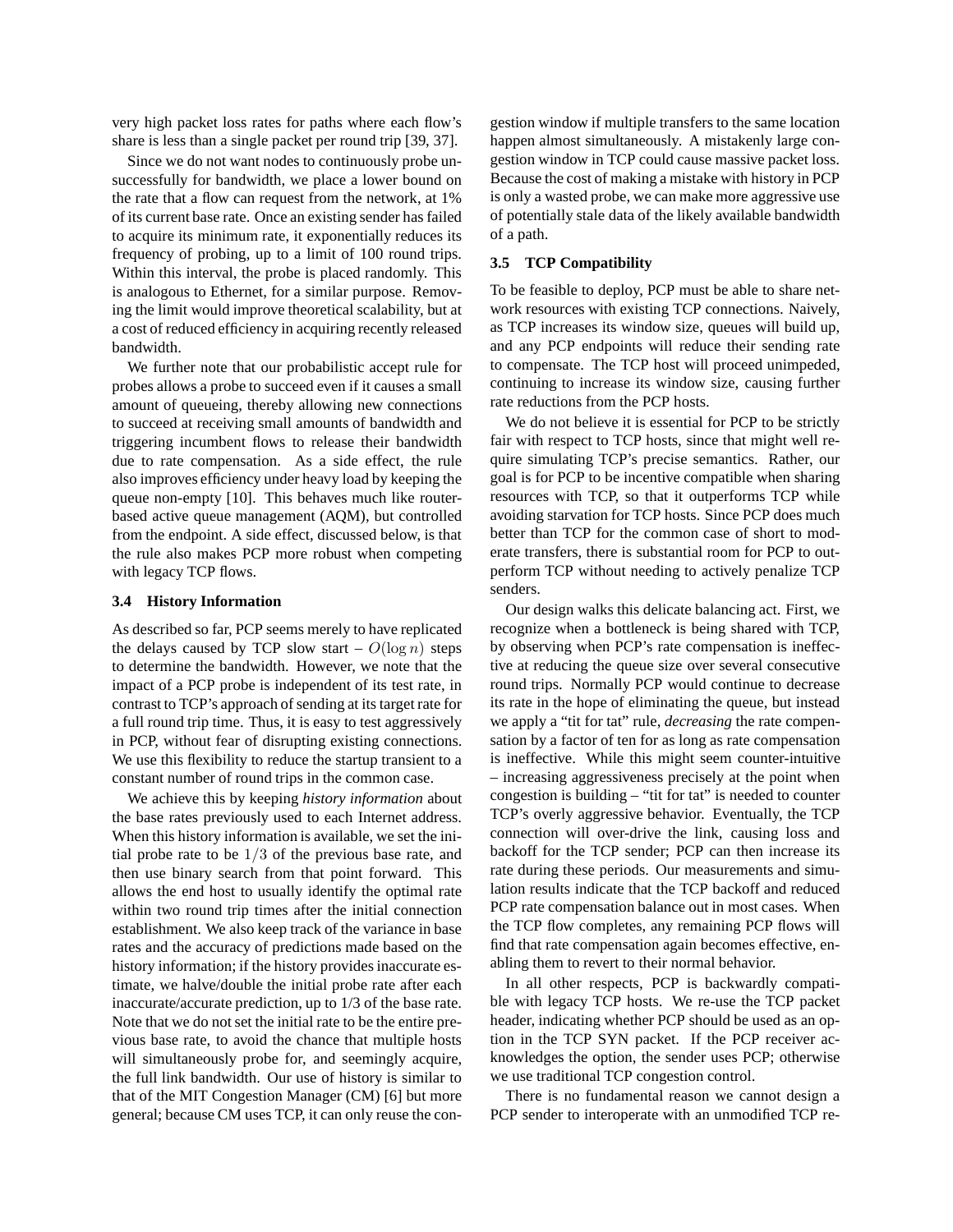very high packet loss rates for paths where each flow's share is less than a single packet per round trip [39, 37].

Since we do not want nodes to continuously probe unsuccessfully for bandwidth, we place a lower bound on the rate that a flow can request from the network, at 1% of its current base rate. Once an existing sender has failed to acquire its minimum rate, it exponentially reduces its frequency of probing, up to a limit of 100 round trips. Within this interval, the probe is placed randomly. This is analogous to Ethernet, for a similar purpose. Removing the limit would improve theoretical scalability, but at a cost of reduced efficiency in acquiring recently released bandwidth.

We further note that our probabilistic accept rule for probes allows a probe to succeed even if it causes a small amount of queueing, thereby allowing new connections to succeed at receiving small amounts of bandwidth and triggering incumbent flows to release their bandwidth due to rate compensation. As a side effect, the rule also improves efficiency under heavy load by keeping the queue non-empty [10]. This behaves much like router-based active queue management (AQM), but controlled from the endpoint. A side effect, discussed below, is that the rule also makes PCP more robust when competing with legacy TCP flows.

### 3.4 History Information

As described so far, PCP seems merely to have replicated the delays caused by TCP slow start – $O(\log n)$ steps to determine the bandwidth. However, we note that the impact of a PCP probe is independent of its test rate, in contrast to TCP's approach of sending at its target rate for a full round trip time. Thus, it is easy to test aggressively in PCP, without fear of disrupting existing connections. We use this flexibility to reduce the startup transient to a constant number of round trips in the common case.

We achieve this by keeping *history information* about the base rates previously used to each Internet address. When this history information is available, we set the initial probe rate to be $1/3$ of the previous base rate, and then use binary search from that point forward. This allows the end host to usually identify the optimal rate within two round trip times after the initial connection establishment. We also keep track of the variance in base rates and the accuracy of predictions made based on the history information; if the history provides inaccurate estimate, we halve/double the initial probe rate after each inaccurate/accurate prediction, up to 1/3 of the base rate. Note that we do not set the initial rate to be the entire previous base rate, to avoid the chance that multiple hosts will simultaneously probe for, and seemingly acquire, the full link bandwidth. Our use of history is similar to that of the MIT Congestion Manager (CM) [6] but more general; because CM uses TCP, it can only reuse the congestion window if multiple transfers to the same location happen almost simultaneously. A mistakenly large congestion window in TCP could cause massive packet loss. Because the cost of making a mistake with history in PCP is only a wasted probe, we can make more aggressive use of potentially stale data of the likely available bandwidth of a path.

### 3.5 TCP Compatibility

To be feasible to deploy, PCP must be able to share network resources with existing TCP connections. Naively, as TCP increases its window size, queues will build up, and any PCP endpoints will reduce their sending rate to compensate. The TCP host will proceed unimpeded, continuing to increase its window size, causing further rate reductions from the PCP hosts.

We do not believe it is essential for PCP to be strictly fair with respect to TCP hosts, since that might well require simulating TCP's precise semantics. Rather, our goal is for PCP to be incentive compatible when sharing resources with TCP, so that it outperforms TCP while avoiding starvation for TCP hosts. Since PCP does much better than TCP for the common case of short to moderate transfers, there is substantial room for PCP to outperform TCP without needing to actively penalize TCP senders.

Our design walks this delicate balancing act. First, we recognize when a bottleneck is being shared with TCP, by observing when PCP's rate compensation is ineffective at reducing the queue size over several consecutive round trips. Normally PCP would continue to decrease its rate in the hope of eliminating the queue, but instead we apply a "tit for tat" rule, *decreasing* the rate compensation by a factor of ten for as long as rate compensation is ineffective. While this might seem counter-intuitive – increasing aggressiveness precisely at the point when congestion is building – "tit for tat" is needed to counter TCP's overly aggressive behavior. Eventually, the TCP connection will over-drive the link, causing loss and backoff for the TCP sender; PCP can then increase its rate during these periods. Our measurements and simulation results indicate that the TCP backoff and reduced PCP rate compensation balance out in most cases. When the TCP flow completes, any remaining PCP flows will find that rate compensation again becomes effective, enabling them to revert to their normal behavior.

In all other respects, PCP is backwardly compatible with legacy TCP hosts. We re-use the TCP packet header, indicating whether PCP should be used as an option in the TCP SYN packet. If the PCP receiver acknowledges the option, the sender uses PCP; otherwise we use traditional TCP congestion control.

There is no fundamental reason we cannot design a PCP sender to interoperate with an unmodified TCP re-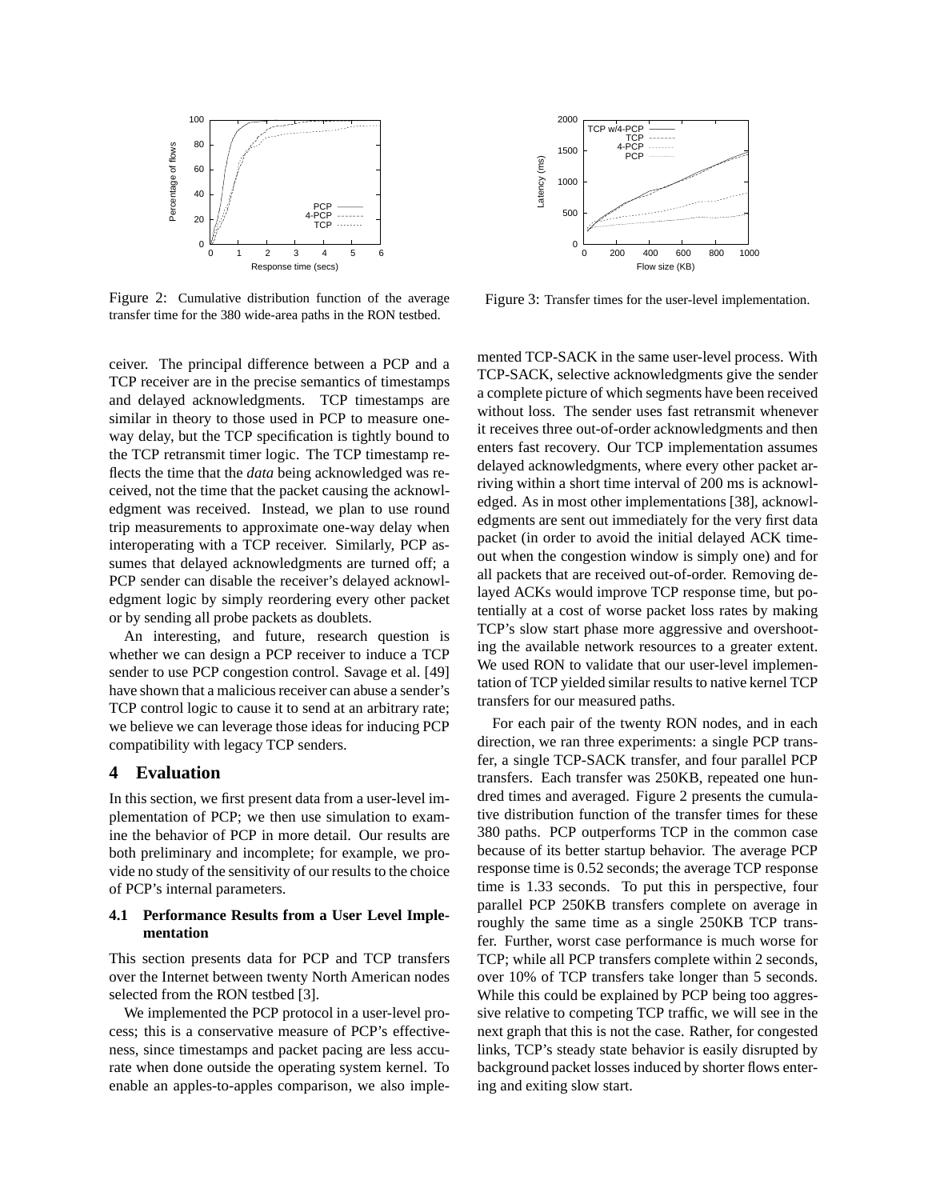Figure 2: Cumulative distribution function of the average transfer time for the 380 wide-area paths in the RON testbed.

Figure 3: Transfer times for the user-level implementation.

ceiver. The principal difference between a PCP and a TCP receiver are in the precise semantics of timestamps and delayed acknowledgments. TCP timestamps are similar in theory to those used in PCP to measure one-way delay, but the TCP specification is tightly bound to the TCP retransmit timer logic. The TCP timestamp reflects the time that the *data* being acknowledged was received, not the time that the packet causing the acknowledgment was received. Instead, we plan to use round trip measurements to approximate one-way delay when interoperating with a TCP receiver. Similarly, PCP assumes that delayed acknowledgments are turned off; a PCP sender can disable the receiver's delayed acknowledgment logic by simply reordering every other packet or by sending all probe packets as doublets.

An interesting, and future, research question is whether we can design a PCP receiver to induce a TCP sender to use PCP congestion control. Savage et al. [49] have shown that a malicious receiver can abuse a sender's TCP control logic to cause it to send at an arbitrary rate; we believe we can leverage those ideas for inducing PCP compatibility with legacy TCP senders.

## 4 Evaluation

In this section, we first present data from a user-level implementation of PCP; we then use simulation to examine the behavior of PCP in more detail. Our results are both preliminary and incomplete; for example, we provide no study of the sensitivity of our results to the choice of PCP's internal parameters.

### 4.1 Performance Results from a User Level Implementation

This section presents data for PCP and TCP transfers over the Internet between twenty North American nodes selected from the RON testbed [3].

We implemented the PCP protocol in a user-level process; this is a conservative measure of PCP's effectiveness, since timestamps and packet pacing are less accurate when done outside the operating system kernel. To enable an apples-to-apples comparison, we also implemented TCP-SACK in the same user-level process. With TCP-SACK, selective acknowledgments give the sender a complete picture of which segments have been received without loss. The sender uses fast retransmit whenever it receives three out-of-order acknowledgments and then enters fast recovery. Our TCP implementation assumes delayed acknowledgments, where every other packet arriving within a short time interval of 200 ms is acknowledged. As in most other implementations [38], acknowledgments are sent out immediately for the very first data packet (in order to avoid the initial delayed ACK timeout when the congestion window is simply one) and for all packets that are received out-of-order. Removing delayed ACKs would improve TCP response time, but potentially at a cost of worse packet loss rates by making TCP's slow start phase more aggressive and overshooting the available network resources to a greater extent. We used RON to validate that our user-level implementation of TCP yielded similar results to native kernel TCP transfers for our measured paths.

For each pair of the twenty RON nodes, and in each direction, we ran three experiments: a single PCP transfer, a single TCP-SACK transfer, and four parallel PCP transfers. Each transfer was 250KB, repeated one hundred times and averaged. Figure 2 presents the cumulative distribution function of the transfer times for these 380 paths. PCP outperforms TCP in the common case because of its better startup behavior. The average PCP response time is 0.52 seconds; the average TCP response time is 1.33 seconds. To put this in perspective, four parallel PCP 250KB transfers complete on average in roughly the same time as a single 250KB TCP transfer. Further, worst case performance is much worse for TCP; while all PCP transfers complete within 2 seconds, over 10% of TCP transfers take longer than 5 seconds. While this could be explained by PCP being too aggressive relative to competing TCP traffic, we will see in the next graph that this is not the case. Rather, for congested links, TCP's steady state behavior is easily disrupted by background packet losses induced by shorter flows entering and exiting slow start.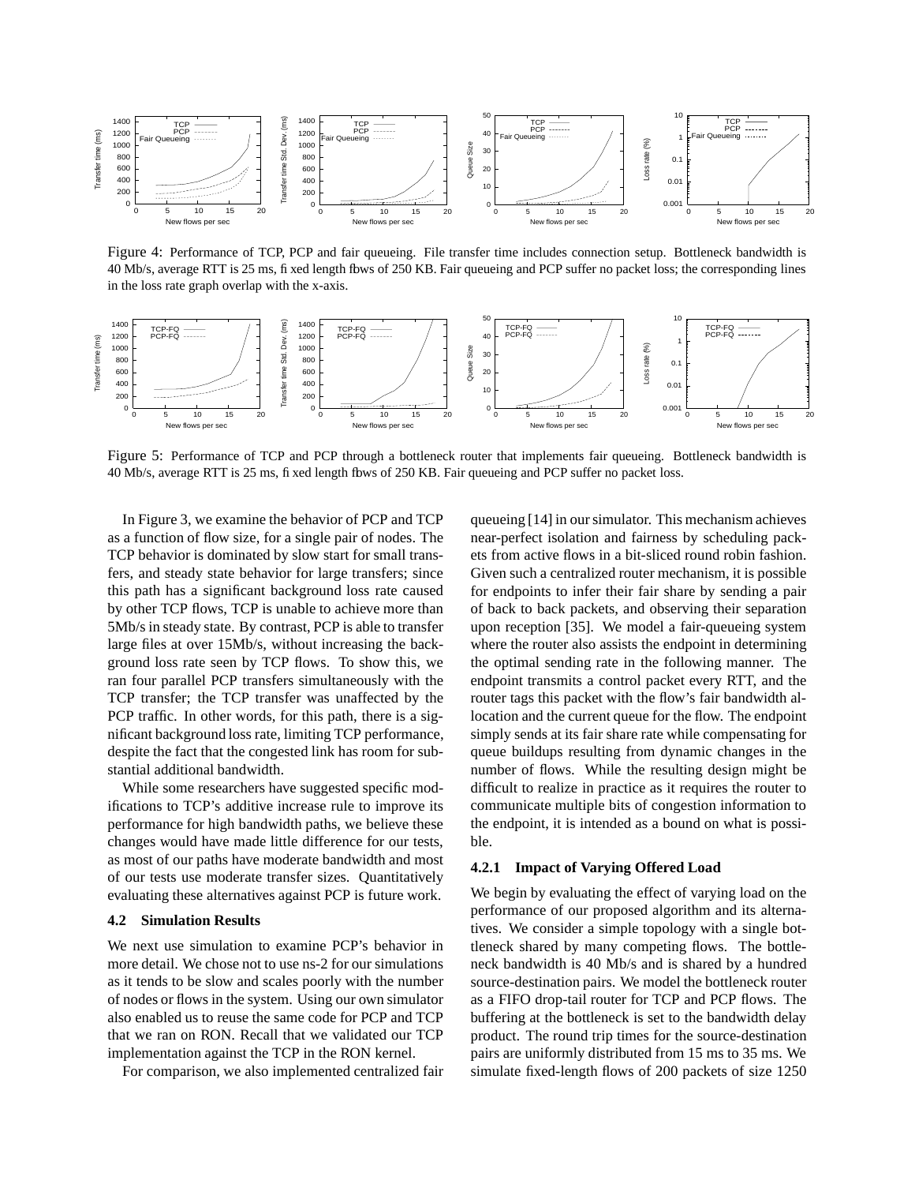Figure 4: Performance of TCP, PCP and fair queueing. File transfer time includes connection setup. Bottleneck bandwidth is 40 Mb/s, average RTT is 25 ms, fixed length flows of 250 KB. Fair queueing and PCP suffer no packet loss; the corresponding lines in the loss rate graph overlap with the x-axis.

Figure 5: Performance of TCP and PCP through a bottleneck router that implements fair queueing. Bottleneck bandwidth is 40 Mb/s, average RTT is 25 ms, fixed length flows of 250 KB. Fair queueing and PCP suffer no packet loss.

In Figure 3, we examine the behavior of PCP and TCP as a function of flow size, for a single pair of nodes. The TCP behavior is dominated by slow start for small transfers, and steady state behavior for large transfers; since this path has a significant background loss rate caused by other TCP flows, TCP is unable to achieve more than 5Mb/s in steady state. By contrast, PCP is able to transfer large files at over 15Mb/s, without increasing the background loss rate seen by TCP flows. To show this, we ran four parallel PCP transfers simultaneously with the TCP transfer; the TCP transfer was unaffected by the PCP traffic. In other words, for this path, there is a significant background loss rate, limiting TCP performance, despite the fact that the congested link has room for substantial additional bandwidth.

While some researchers have suggested specific modifications to TCP's additive increase rule to improve its performance for high bandwidth paths, we believe these changes would have made little difference for our tests, as most of our paths have moderate bandwidth and most of our tests use moderate transfer sizes. Quantitatively evaluating these alternatives against PCP is future work.

### 4.2 Simulation Results

We next use simulation to examine PCP's behavior in more detail. We chose not to use ns-2 for our simulations as it tends to be slow and scales poorly with the number of nodes or flows in the system. Using our own simulator also enabled us to reuse the same code for PCP and TCP that we ran on RON. Recall that we validated our TCP implementation against the TCP in the RON kernel.

For comparison, we also implemented centralized fair queueing [14] in our simulator. This mechanism achieves near-perfect isolation and fairness by scheduling packets from active flows in a bit-sliced round robin fashion. Given such a centralized router mechanism, it is possible for endpoints to infer their fair share by sending a pair of back to back packets, and observing their separation upon reception [35]. We model a fair-queueing system where the router also assists the endpoint in determining the optimal sending rate in the following manner. The endpoint transmits a control packet every RTT, and the router tags this packet with the flow's fair bandwidth allocation and the current queue for the flow. The endpoint simply sends at its fair share rate while compensating for queue buildups resulting from dynamic changes in the number of flows. While the resulting design might be difficult to realize in practice as it requires the router to communicate multiple bits of congestion information to the endpoint, it is intended as a bound on what is possible.

#### 4.2.1 Impact of Varying Offered Load

We begin by evaluating the effect of varying load on the performance of our proposed algorithm and its alternatives. We consider a simple topology with a single bottleneck shared by many competing flows. The bottleneck bandwidth is 40 Mb/s and is shared by a hundred source-destination pairs. We model the bottleneck router as a FIFO drop-tail router for TCP and PCP flows. The buffering at the bottleneck is set to the bandwidth delay product. The round trip times for the source-destination pairs are uniformly distributed from 15 ms to 35 ms. We simulate fixed-length flows of 200 packets of size 1250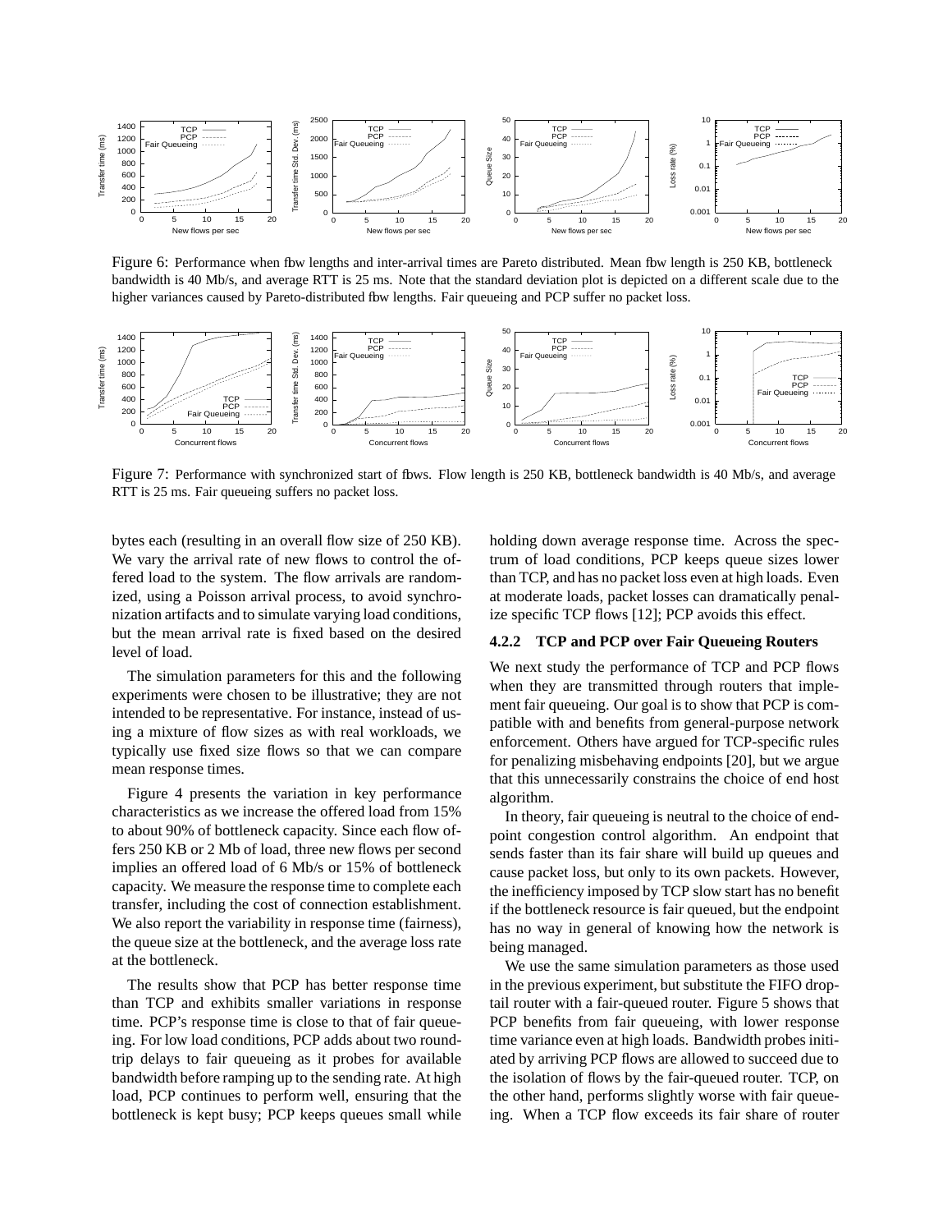Figure 6: Performance when flow lengths and inter-arrival times are Pareto distributed. Mean flow length is 250 KB, bottleneck bandwidth is 40 Mb/s, and average RTT is 25 ms. Note that the standard deviation plot is depicted on a different scale due to the higher variances caused by Pareto-distributed flow lengths. Fair queueing and PCP suffer no packet loss.

Figure 7: Performance with synchronized start of flows. Flow length is 250 KB, bottleneck bandwidth is 40 Mb/s, and average RTT is 25 ms. Fair queueing suffers no packet loss.

bytes each (resulting in an overall flow size of 250 KB). We vary the arrival rate of new flows to control the offered load to the system. The flow arrivals are randomized, using a Poisson arrival process, to avoid synchronization artifacts and to simulate varying load conditions, but the mean arrival rate is fixed based on the desired level of load.

The simulation parameters for this and the following experiments were chosen to be illustrative; they are not intended to be representative. For instance, instead of using a mixture of flow sizes as with real workloads, we typically use fixed size flows so that we can compare mean response times.

Figure 4 presents the variation in key performance characteristics as we increase the offered load from 15% to about 90% of bottleneck capacity. Since each flow offers 250 KB or 2 Mb of load, three new flows per second implies an offered load of 6 Mb/s or 15% of bottleneck capacity. We measure the response time to complete each transfer, including the cost of connection establishment. We also report the variability in response time (fairness), the queue size at the bottleneck, and the average loss rate at the bottleneck.

The results show that PCP has better response time than TCP and exhibits smaller variations in response time. PCP's response time is close to that of fair queueing. For low load conditions, PCP adds about two round-trip delays to fair queueing as it probes for available bandwidth before ramping up to the sending rate. At high load, PCP continues to perform well, ensuring that the bottleneck is kept busy; PCP keeps queues small while holding down average response time. Across the spectrum of load conditions, PCP keeps queue sizes lower than TCP, and has no packet loss even at high loads. Even at moderate loads, packet losses can dramatically penalize specific TCP flows [12]; PCP avoids this effect.

#### 4.2.2 TCP and PCP over Fair Queueing Routers

We next study the performance of TCP and PCP flows when they are transmitted through routers that implement fair queueing. Our goal is to show that PCP is compatible with and benefits from general-purpose network enforcement. Others have argued for TCP-specific rules for penalizing misbehaving endpoints [20], but we argue that this unnecessarily constrains the choice of end host algorithm.

In theory, fair queueing is neutral to the choice of endpoint congestion control algorithm. An endpoint that sends faster than its fair share will build up queues and cause packet loss, but only to its own packets. However, the inefficiency imposed by TCP slow start has no benefit if the bottleneck resource is fair queued, but the endpoint has no way in general of knowing how the network is being managed.

We use the same simulation parameters as those used in the previous experiment, but substitute the FIFO drop-tail router with a fair-queued router. Figure 5 shows that PCP benefits from fair queueing, with lower response time variance even at high loads. Bandwidth probes initiated by arriving PCP flows are allowed to succeed due to the isolation of flows by the fair-queued router. TCP, on the other hand, performs slightly worse with fair queueing. When a TCP flow exceeds its fair share of router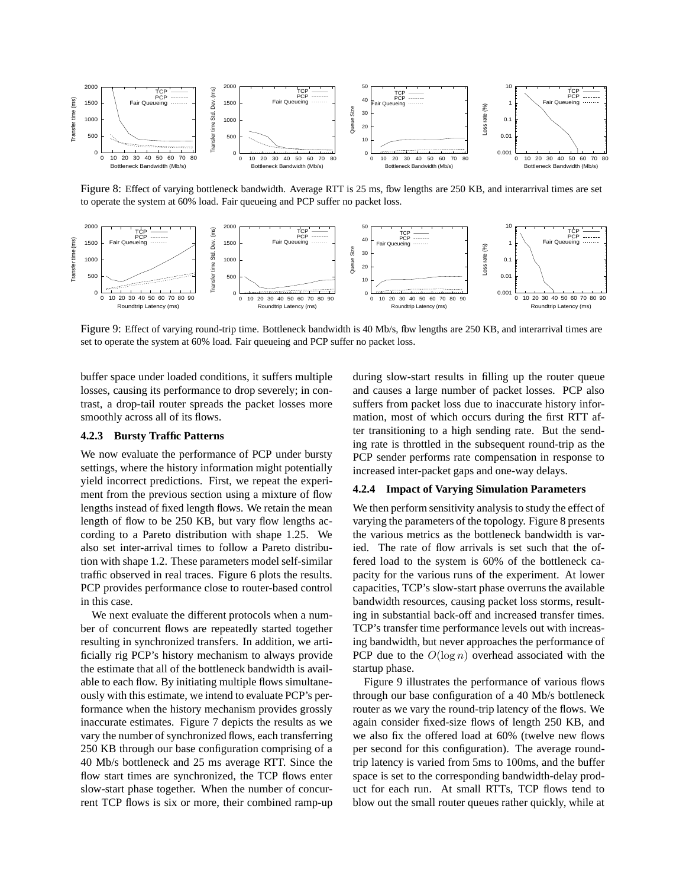Figure 8: Effect of varying bottleneck bandwidth. Average RTT is 25 ms, flow lengths are 250 KB, and interarrival times are set to operate the system at 60% load. Fair queueing and PCP suffer no packet loss.

Figure 9: Effect of varying round-trip time. Bottleneck bandwidth is 40 Mb/s, flow lengths are 250 KB, and interarrival times are set to operate the system at 60% load. Fair queueing and PCP suffer no packet loss.

buffer space under loaded conditions, it suffers multiple losses, causing its performance to drop severely; in contrast, a drop-tail router spreads the packet losses more smoothly across all of its flows.

#### 4.2.3 Bursty Traffic Patterns

We now evaluate the performance of PCP under bursty settings, where the history information might potentially yield incorrect predictions. First, we repeat the experiment from the previous section using a mixture of flow lengths instead of fixed length flows. We retain the mean length of flow to be 250 KB, but vary flow lengths according to a Pareto distribution with shape 1.25. We also set inter-arrival times to follow a Pareto distribution with shape 1.2. These parameters model self-similar traffic observed in real traces. Figure 6 plots the results. PCP provides performance close to router-based control in this case.

We next evaluate the different protocols when a number of concurrent flows are repeatedly started together resulting in synchronized transfers. In addition, we artificially rig PCP's history mechanism to always provide the estimate that all of the bottleneck bandwidth is available to each flow. By initiating multiple flows simultaneously with this estimate, we intend to evaluate PCP's performance when the history mechanism provides grossly inaccurate estimates. Figure 7 depicts the results as we vary the number of synchronized flows, each transferring 250 KB through our base configuration comprising of a 40 Mb/s bottleneck and 25 ms average RTT. Since the flow start times are synchronized, the TCP flows enter slow-start phase together. When the number of concurrent TCP flows is six or more, their combined ramp-up during slow-start results in filling up the router queue and causes a large number of packet losses. PCP also suffers from packet loss due to inaccurate history information, most of which occurs during the first RTT after transitioning to a high sending rate. But the sending rate is throttled in the subsequent round-trip as the PCP sender performs rate compensation in response to increased inter-packet gaps and one-way delays.

#### 4.2.4 Impact of Varying Simulation Parameters

We then perform sensitivity analysis to study the effect of varying the parameters of the topology. Figure 8 presents the various metrics as the bottleneck bandwidth is varied. The rate of flow arrivals is set such that the offered load to the system is 60% of the bottleneck capacity for the various runs of the experiment. At lower capacities, TCP's slow-start phase overruns the available bandwidth resources, causing packet loss storms, resulting in substantial back-off and increased transfer times. TCP's transfer time performance levels out with increasing bandwidth, but never approaches the performance of PCP due to the $O(\log n)$ overhead associated with the startup phase.

Figure 9 illustrates the performance of various flows through our base configuration of a 40 Mb/s bottleneck router as we vary the round-trip latency of the flows. We again consider fixed-size flows of length 250 KB, and we also fix the offered load at 60% (twelve new flows per second for this configuration). The average round-trip latency is varied from 5ms to 100ms, and the buffer space is set to the corresponding bandwidth-delay product for each run. At small RTTs, TCP flows tend to blow out the small router queues rather quickly, while at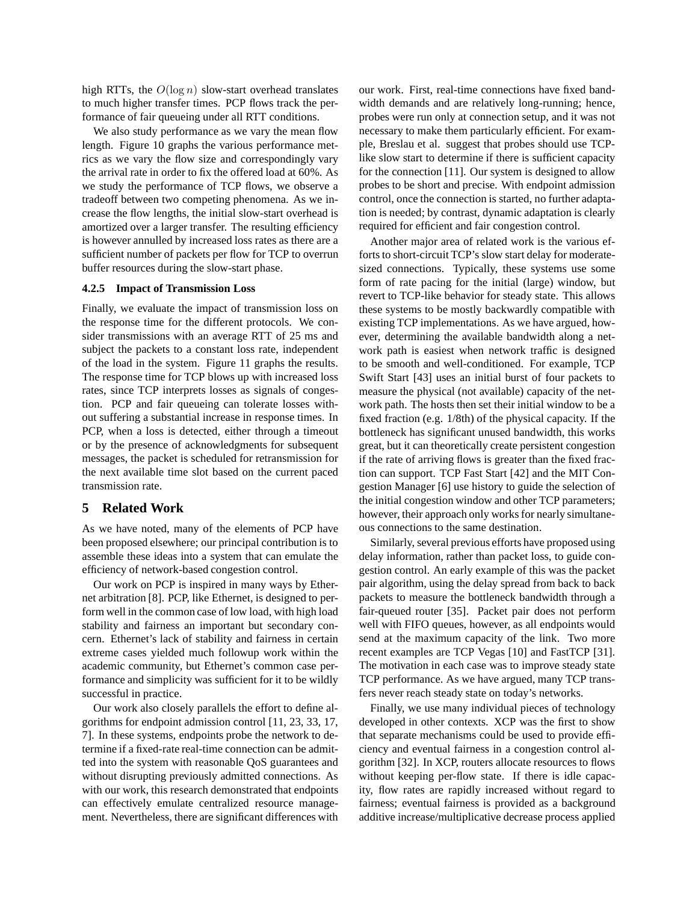high RTTs, the $O(\log n)$ slow-start overhead translates to much higher transfer times. PCP flows track the performance of fair queueing under all RTT conditions.

We also study performance as we vary the mean flow length. Figure 10 graphs the various performance metrics as we vary the flow size and correspondingly vary the arrival rate in order to fix the offered load at 60%. As we study the performance of TCP flows, we observe a tradeoff between two competing phenomena. As we increase the flow lengths, the initial slow-start overhead is amortized over a larger transfer. The resulting efficiency is however annulled by increased loss rates as there are a sufficient number of packets per flow for TCP to overrun buffer resources during the slow-start phase.

#### 4.2.5 Impact of Transmission Loss

Finally, we evaluate the impact of transmission loss on the response time for the different protocols. We consider transmissions with an average RTT of 25 ms and subject the packets to a constant loss rate, independent of the load in the system. Figure 11 graphs the results. The response time for TCP blows up with increased loss rates, since TCP interprets losses as signals of congestion. PCP and fair queueing can tolerate losses without suffering a substantial increase in response times. In PCP, when a loss is detected, either through a timeout or by the presence of acknowledgments for subsequent messages, the packet is scheduled for retransmission for the next available time slot based on the current paced transmission rate.

## 5 Related Work

As we have noted, many of the elements of PCP have been proposed elsewhere; our principal contribution is to assemble these ideas into a system that can emulate the efficiency of network-based congestion control.

Our work on PCP is inspired in many ways by Ethernet arbitration [8]. PCP, like Ethernet, is designed to perform well in the common case of low load, with high load stability and fairness an important but secondary concern. Ethernet's lack of stability and fairness in certain extreme cases yielded much followup work within the academic community, but Ethernet's common case performance and simplicity was sufficient for it to be wildly successful in practice.

Our work also closely parallels the effort to define algorithms for endpoint admission control [11, 23, 33, 17, 7]. In these systems, endpoints probe the network to determine if a fixed-rate real-time connection can be admitted into the system with reasonable QoS guarantees and without disrupting previously admitted connections. As with our work, this research demonstrated that endpoints can effectively emulate centralized resource management. Nevertheless, there are significant differences with our work. First, real-time connections have fixed bandwidth demands and are relatively long-running; hence, probes were run only at connection setup, and it was not necessary to make them particularly efficient. For example, Breslau et al. suggest that probes should use TCP-like slow start to determine if there is sufficient capacity for the connection [11]. Our system is designed to allow probes to be short and precise. With endpoint admission control, once the connection is started, no further adaptation is needed; by contrast, dynamic adaptation is clearly required for efficient and fair congestion control.

Another major area of related work is the various efforts to short-circuit TCP's slow start delay for moderate-sized connections. Typically, these systems use some form of rate pacing for the initial (large) window, but revert to TCP-like behavior for steady state. This allows these systems to be mostly backwardly compatible with existing TCP implementations. As we have argued, however, determining the available bandwidth along a network path is easiest when network traffic is designed to be smooth and well-conditioned. For example, TCP Swift Start [43] uses an initial burst of four packets to measure the physical (not available) capacity of the network path. The hosts then set their initial window to be a fixed fraction (e.g. 1/8th) of the physical capacity. If the bottleneck has significant unused bandwidth, this works great, but it can theoretically create persistent congestion if the rate of arriving flows is greater than the fixed fraction can support. TCP Fast Start [42] and the MIT Congestion Manager [6] use history to guide the selection of the initial congestion window and other TCP parameters; however, their approach only works for nearly simultaneous connections to the same destination.

Similarly, several previous efforts have proposed using delay information, rather than packet loss, to guide congestion control. An early example of this was the packet pair algorithm, using the delay spread from back to back packets to measure the bottleneck bandwidth through a fair-queued router [35]. Packet pair does not perform well with FIFO queues, however, as all endpoints would send at the maximum capacity of the link. Two more recent examples are TCP Vegas [10] and FastTCP [31]. The motivation in each case was to improve steady state TCP performance. As we have argued, many TCP transfers never reach steady state on today's networks.

Finally, we use many individual pieces of technology developed in other contexts. XCP was the first to show that separate mechanisms could be used to provide efficiency and eventual fairness in a congestion control algorithm [32]. In XCP, routers allocate resources to flows without keeping per-flow state. If there is idle capacity, flow rates are rapidly increased without regard to fairness; eventual fairness is provided as a background additive increase/multiplicative decrease process applied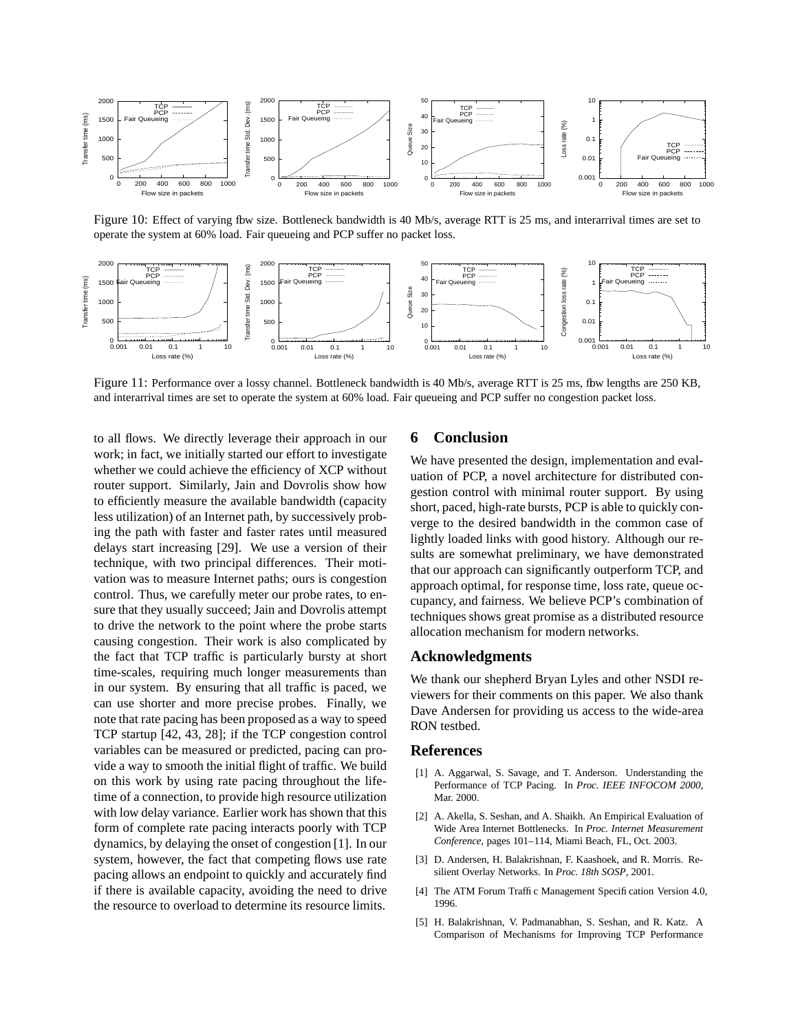Figure 10: Effect of varying flow size. Bottleneck bandwidth is 40 Mb/s, average RTT is 25 ms, and interarrival times are set to operate the system at 60% load. Fair queueing and PCP suffer no packet loss.

Figure 11: Performance over a lossy channel. Bottleneck bandwidth is 40 Mb/s, average RTT is 25 ms, flow lengths are 250 KB, and interarrival times are set to operate the system at 60% load. Fair queueing and PCP suffer no congestion packet loss.

to all flows. We directly leverage their approach in our work; in fact, we initially started our effort to investigate whether we could achieve the efficiency of XCP without router support. Similarly, Jain and Dovrolis show how to efficiently measure the available bandwidth (capacity less utilization) of an Internet path, by successively probing the path with faster and faster rates until measured delays start increasing [29]. We use a version of their technique, with two principal differences. Their motivation was to measure Internet paths; ours is congestion control. Thus, we carefully meter our probe rates, to ensure that they usually succeed; Jain and Dovrolis attempt to drive the network to the point where the probe starts causing congestion. Their work is also complicated by the fact that TCP traffic is particularly bursty at short time-scales, requiring much longer measurements than in our system. By ensuring that all traffic is paced, we can use shorter and more precise probes. Finally, we note that rate pacing has been proposed as a way to speed TCP startup [42, 43, 28]; if the TCP congestion control variables can be measured or predicted, pacing can provide a way to smooth the initial flight of traffic. We build on this work by using rate pacing throughout the lifetime of a connection, to provide high resource utilization with low delay variance. Earlier work has shown that this form of complete rate pacing interacts poorly with TCP dynamics, by delaying the onset of congestion [1]. In our system, however, the fact that competing flows use rate pacing allows an endpoint to quickly and accurately find if there is available capacity, avoiding the need to drive the resource to overload to determine its resource limits.

## 6 Conclusion

We have presented the design, implementation and evaluation of PCP, a novel architecture for distributed congestion control with minimal router support. By using short, paced, high-rate bursts, PCP is able to quickly converge to the desired bandwidth in the common case of lightly loaded links with good history. Although our results are somewhat preliminary, we have demonstrated that our approach can significantly outperform TCP, and approach optimal, for response time, loss rate, queue occupancy, and fairness. We believe PCP's combination of techniques shows great promise as a distributed resource allocation mechanism for modern networks.

## Acknowledgments

We thank our shepherd Bryan Lyles and other NSDI reviewers for their comments on this paper. We also thank Dave Andersen for providing us access to the wide-area RON testbed.

## References

[1] A. Aggarwal, S. Savage, and T. Anderson. Understanding the Performance of TCP Pacing. In *Proc. IEEE INFOCOM 2000*, Mar. 2000.

[2] A. Akella, S. Seshan, and A. Shaikh. An Empirical Evaluation of Wide Area Internet Bottlenecks. In *Proc. Internet Measurement Conference*, pages 101–114, Miami Beach, FL, Oct. 2003.

[3] D. Andersen, H. Balakrishnan, F. Kaashoek, and R. Morris. Resilient Overlay Networks. In *Proc. 18th SOSP*, 2001.

[4] The ATM Forum Traffic Management Specification Version 4.0, 1996.

[5] H. Balakrishnan, V. Padmanabhan, S. Seshan, and R. Katz. A Comparison of Mechanisms for Improving TCP Performance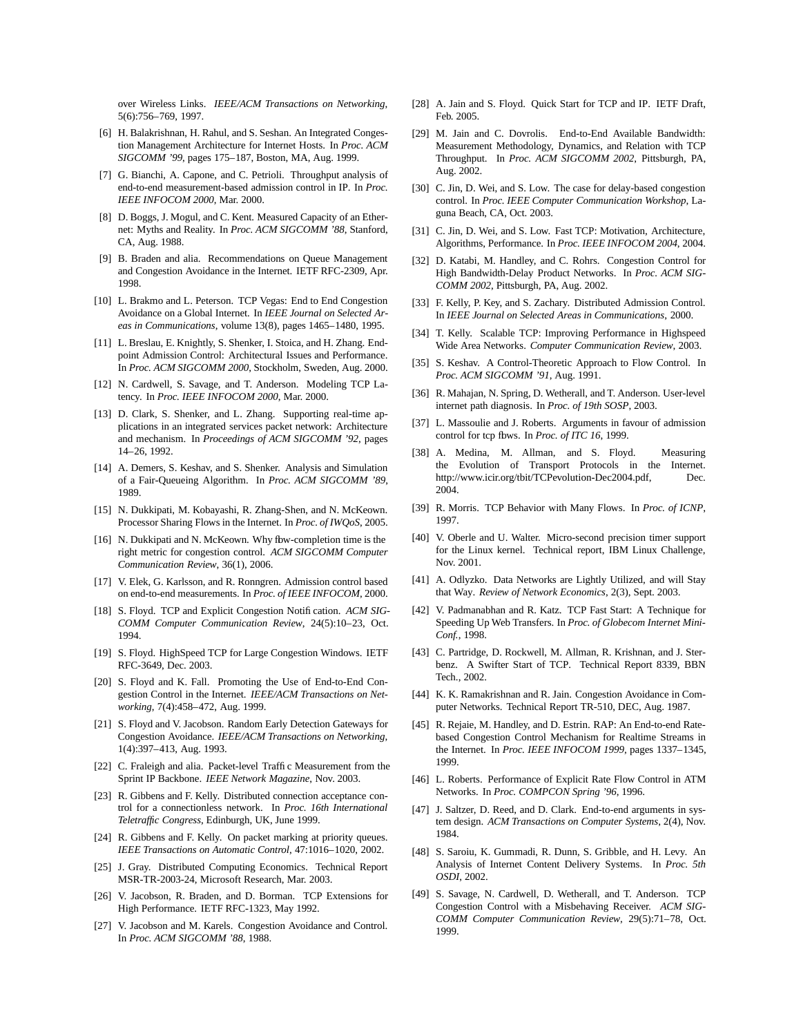over Wireless Links. *IEEE/ACM Transactions on Networking*, 5(6):756–769, 1997.

[6] H. Balakrishnan, H. Rahul, and S. Seshan. An Integrated Congestion Management Architecture for Internet Hosts. In *Proc. ACM SIGCOMM '99*, pages 175–187, Boston, MA, Aug. 1999.

[7] G. Bianchi, A. Capone, and C. Petrioli. Throughput analysis of end-to-end measurement-based admission control in IP. In *Proc. IEEE INFOCOM 2000*, Mar. 2000.

[8] D. Boggs, J. Mogul, and C. Kent. Measured Capacity of an Ethernet: Myths and Reality. In *Proc. ACM SIGCOMM '88*, Stanford, CA, Aug. 1988.

[9] B. Braden and alia. Recommendations on Queue Management and Congestion Avoidance in the Internet. IETF RFC-2309, Apr. 1998.

[10] L. Brakmo and L. Peterson. TCP Vegas: End to End Congestion Avoidance on a Global Internet. In *IEEE Journal on Selected Areas in Communications*, volume 13(8), pages 1465–1480, 1995.

[11] L. Breslau, E. Knightly, S. Shenker, I. Stoica, and H. Zhang. Endpoint Admission Control: Architectural Issues and Performance. In *Proc. ACM SIGCOMM 2000*, Stockholm, Sweden, Aug. 2000.

[12] N. Cardwell, S. Savage, and T. Anderson. Modeling TCP Latency. In *Proc. IEEE INFOCOM 2000*, Mar. 2000.

[13] D. Clark, S. Shenker, and L. Zhang. Supporting real-time applications in an integrated services packet network: Architecture and mechanism. In *Proceedings of ACM SIGCOMM '92*, pages 14–26, 1992.

[14] A. Demers, S. Keshav, and S. Shenker. Analysis and Simulation of a Fair-Queueing Algorithm. In *Proc. ACM SIGCOMM '89*, 1989.

[15] N. Dukkipati, M. Kobayashi, R. Zhang-Shen, and N. McKeown. Processor Sharing Flows in the Internet. In *Proc. of IWQoS*, 2005.

[16] N. Dukkipati and N. McKeown. Why flow-completion time is the right metric for congestion control. *ACM SIGCOMM Computer Communication Review*, 36(1), 2006.

[17] V. Elek, G. Karlsson, and R. Ronngren. Admission control based on end-to-end measurements. In *Proc. of IEEE INFOCOM*, 2000.

[18] S. Floyd. TCP and Explicit Congestion Notification. *ACM SIGCOMM Computer Communication Review*, 24(5):10–23, Oct. 1994.

[19] S. Floyd. HighSpeed TCP for Large Congestion Windows. IETF RFC-3649, Dec. 2003.

[20] S. Floyd and K. Fall. Promoting the Use of End-to-End Congestion Control in the Internet. *IEEE/ACM Transactions on Networking*, 7(4):458–472, Aug. 1999.

[21] S. Floyd and V. Jacobson. Random Early Detection Gateways for Congestion Avoidance. *IEEE/ACM Transactions on Networking*, 1(4):397–413, Aug. 1993.

[22] C. Fraleigh and alia. Packet-level Traffic Measurement from the Sprint IP Backbone. *IEEE Network Magazine*, Nov. 2003.

[23] R. Gibbens and F. Kelly. Distributed connection acceptance control for a connectionless network. In *Proc. 16th International Teletraffic Congress*, Edinburgh, UK, June 1999.

[24] R. Gibbens and F. Kelly. On packet marking at priority queues. *IEEE Transactions on Automatic Control*, 47:1016–1020, 2002.

[25] J. Gray. Distributed Computing Economics. Technical Report MSR-TR-2003-24, Microsoft Research, Mar. 2003.

[26] V. Jacobson, R. Braden, and D. Borman. TCP Extensions for High Performance. IETF RFC-1323, May 1992.

[27] V. Jacobson and M. Karels. Congestion Avoidance and Control. In *Proc. ACM SIGCOMM '88*, 1988.

[28] A. Jain and S. Floyd. Quick Start for TCP and IP. IETF Draft, Feb. 2005.

[29] M. Jain and C. Dovrolis. End-to-End Available Bandwidth: Measurement Methodology, Dynamics, and Relation with TCP Throughput. In *Proc. ACM SIGCOMM 2002*, Pittsburgh, PA, Aug. 2002.

[30] C. Jin, D. Wei, and S. Low. The case for delay-based congestion control. In *Proc. IEEE Computer Communication Workshop*, Laguna Beach, CA, Oct. 2003.

[31] C. Jin, D. Wei, and S. Low. Fast TCP: Motivation, Architecture, Algorithms, Performance. In *Proc. IEEE INFOCOM 2004*, 2004.

[32] D. Katabi, M. Handley, and C. Rohrs. Congestion Control for High Bandwidth-Delay Product Networks. In *Proc. ACM SIGCOMM 2002*, Pittsburgh, PA, Aug. 2002.

[33] F. Kelly, P. Key, and S. Zachary. Distributed Admission Control. In *IEEE Journal on Selected Areas in Communications*, 2000.

[34] T. Kelly. Scalable TCP: Improving Performance in Highspeed Wide Area Networks. *Computer Communication Review*, 2003.

[35] S. Keshav. A Control-Theoretic Approach to Flow Control. In *Proc. ACM SIGCOMM '91*, Aug. 1991.

[36] R. Mahajan, N. Spring, D. Wetherall, and T. Anderson. User-level internet path diagnosis. In *Proc. of 19th SOSP*, 2003.

[37] L. Massoulie and J. Roberts. Arguments in favour of admission control for tcp flows. In *Proc. of ITC 16*, 1999.

[38] A. Medina, M. Allman, and S. Floyd. Measuring the Evolution of Transport Protocols in the Internet. http://www.icir.org/tbit/TCPevolution-Dec2004.pdf, Dec. 2004.

[39] R. Morris. TCP Behavior with Many Flows. In *Proc. of ICNP*, 1997.

[40] V. Oberle and U. Walter. Micro-second precision timer support for the Linux kernel. Technical report, IBM Linux Challenge, Nov. 2001.

[41] A. Odlyzko. Data Networks are Lightly Utilized, and will Stay that Way. *Review of Network Economics*, 2(3), Sept. 2003.

[42] V. Padmanabhan and R. Katz. TCP Fast Start: A Technique for Speeding Up Web Transfers. In *Proc. of Globecom Internet Mini-Conf.*, 1998.

[43] C. Partridge, D. Rockwell, M. Allman, R. Krishnan, and J. Sterbenz. A Swifter Start of TCP. Technical Report 8339, BBN Tech., 2002.

[44] K. K. Ramakrishnan and R. Jain. Congestion Avoidance in Computer Networks. Technical Report TR-510, DEC, Aug. 1987.

[45] R. Rejaie, M. Handley, and D. Estrin. RAP: An End-to-end Rate-based Congestion Control Mechanism for Realtime Streams in the Internet. In *Proc. IEEE INFOCOM 1999*, pages 1337–1345, 1999.

[46] L. Roberts. Performance of Explicit Rate Flow Control in ATM Networks. In *Proc. COMPCON Spring '96*, 1996.

[47] J. Saltzer, D. Reed, and D. Clark. End-to-end arguments in system design. *ACM Transactions on Computer Systems*, 2(4), Nov. 1984.

[48] S. Saroiu, K. Gummadi, R. Dunn, S. Gribble, and H. Levy. An Analysis of Internet Content Delivery Systems. In *Proc. 5th OSDI*, 2002.

[49] S. Savage, N. Cardwell, D. Wetherall, and T. Anderson. TCP Congestion Control with a Misbehaving Receiver. *ACM SIGCOMM Computer Communication Review*, 29(5):71–78, Oct. 1999.